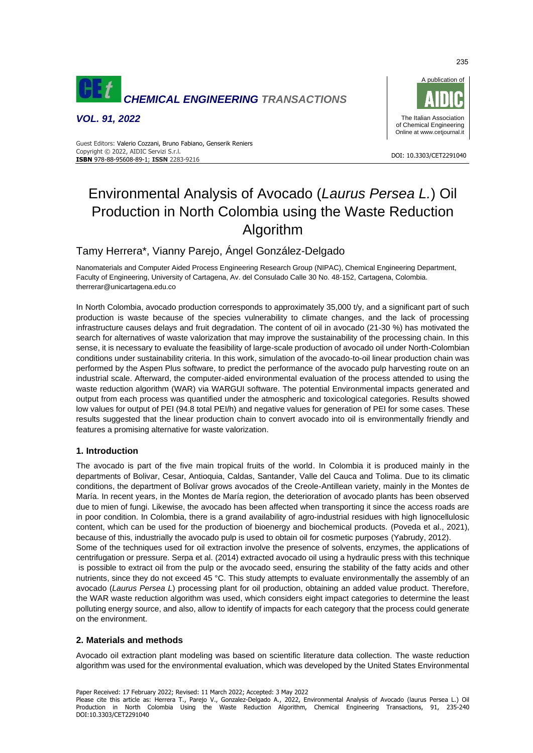# Environmental Analysis of Avocado (*Laurus Persea L.*) Oil Production in North Colombia using the Waste Reduction Algorithm

Tamy Herrera*, Vianny Parejo, Ángel González-Delgado

Nanomaterials and Computer Aided Process Engineering Research Group (NIPAC), Chemical Engineering Department, Faculty of Engineering, University of Cartagena, Av. del Consulado Calle 30 No. 48-152, Cartagena, Colombia.
therrerar@unicartagena.edu.co

In North Colombia, avocado production corresponds to approximately 35,000 t/y, and a significant part of such production is waste because of the species vulnerability to climate changes, and the lack of processing infrastructure causes delays and fruit degradation. The content of oil in avocado (21-30 %) has motivated the search for alternatives of waste valorization that may improve the sustainability of the processing chain. In this sense, it is necessary to evaluate the feasibility of large-scale production of avocado oil under North-Colombian conditions under sustainability criteria. In this work, simulation of the avocado-to-oil linear production chain was performed by the Aspen Plus software, to predict the performance of the avocado pulp harvesting route on an industrial scale. Afterward, the computer-aided environmental evaluation of the process attended to using the waste reduction algorithm (WAR) via WARGUI software. The potential Environmental impacts generated and output from each process was quantified under the atmospheric and toxicological categories. Results showed low values for output of PEI (94.8 total PEI/h) and negative values for generation of PEI for some cases. These results suggested that the linear production chain to convert avocado into oil is environmentally friendly and features a promising alternative for waste valorization.

## 1. Introduction

The avocado is part of the five main tropical fruits of the world. In Colombia it is produced mainly in the departments of Bolivar, Cesar, Antioquia, Caldas, Santander, Valle del Cauca and Tolima. Due to its climatic conditions, the department of Bolívar grows avocados of the Creole-Antillean variety, mainly in the Montes de María. In recent years, in the Montes de María region, the deterioration of avocado plants has been observed due to mien of fungi. Likewise, the avocado has been affected when transporting it since the access roads are in poor condition. In Colombia, there is a grand availability of agro-industrial residues with high lignocellulosic content, which can be used for the production of bioenergy and biochemical products. (Poveda et al., 2021), because of this, industrially the avocado pulp is used to obtain oil for cosmetic purposes (Yabrudy, 2012).

Some of the techniques used for oil extraction involve the presence of solvents, enzymes, the applications of centrifugation or pressure. Serpa et al. (2014) extracted avocado oil using a hydraulic press with this technique is possible to extract oil from the pulp or the avocado seed, ensuring the stability of the fatty acids and other nutrients, since they do not exceed 45 °C. This study attempts to evaluate environmentally the assembly of an avocado (*Laurus Persea L*) processing plant for oil production, obtaining an added value product. Therefore, the WAR waste reduction algorithm was used, which considers eight impact categories to determine the least polluting energy source, and also, allow to identify of impacts for each category that the process could generate on the environment.

## 2. Materials and methods

Avocado oil extraction plant modeling was based on scientific literature data collection. The waste reduction algorithm was used for the environmental evaluation, which was developed by the United States Environmental

Paper Received: 17 February 2022; Revised: 11 March 2022; Accepted: 3 May 2022

Please cite this article as: Herrera T., Parejo V., Gonzalez-Delgado A., 2022, Environmental Analysis of Avocado (laurus Persea L.) Oil Production in North Colombia Using the Waste Reduction Algorithm, Chemical Engineering Transactions, 91, 235-240 DOI:10.3303/CET2291040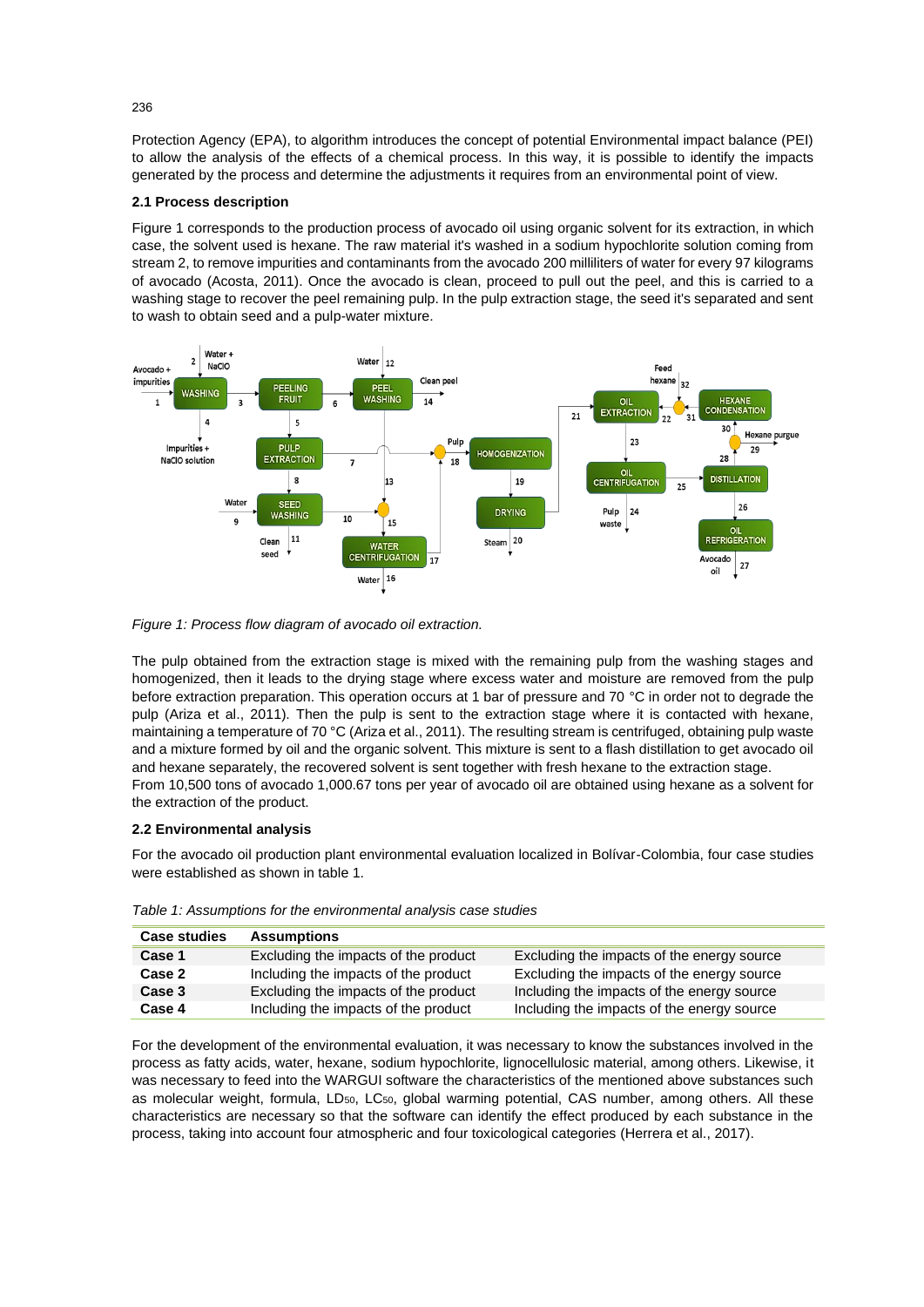Protection Agency (EPA), to algorithm introduces the concept of potential Environmental impact balance (PEI) to allow the analysis of the effects of a chemical process. In this way, it is possible to identify the impacts generated by the process and determine the adjustments it requires from an environmental point of view.

### 2.1 Process description

Figure 1 corresponds to the production process of avocado oil using organic solvent for its extraction, in which case, the solvent used is hexane. The raw material it's washed in a sodium hypochlorite solution coming from stream 2, to remove impurities and contaminants from the avocado 200 milliliters of water for every 97 kilograms of avocado (Acosta, 2011). Once the avocado is clean, proceed to pull out the peel, and this is carried to a washing stage to recover the peel remaining pulp. In the pulp extraction stage, the seed it's separated and sent to wash to obtain seed and a pulp-water mixture.

*Figure 1: Process flow diagram of avocado oil extraction.*

The pulp obtained from the extraction stage is mixed with the remaining pulp from the washing stages and homogenized, then it leads to the drying stage where excess water and moisture are removed from the pulp before extraction preparation. This operation occurs at 1 bar of pressure and 70 °C in order not to degrade the pulp (Ariza et al., 2011). Then the pulp is sent to the extraction stage where it is contacted with hexane, maintaining a temperature of 70 °C (Ariza et al., 2011). The resulting stream is centrifuged, obtaining pulp waste and a mixture formed by oil and the organic solvent. This mixture is sent to a flash distillation to get avocado oil and hexane separately, the recovered solvent is sent together with fresh hexane to the extraction stage.
From 10,500 tons of avocado 1,000.67 tons per year of avocado oil are obtained using hexane as a solvent for the extraction of the product.

### 2.2 Environmental analysis

For the avocado oil production plant environmental evaluation localized in Bolívar-Colombia, four case studies were established as shown in table 1.

*Table 1: Assumptions for the environmental analysis case studies*

| Case studies | Assumptions | |
|---|---|---|
| **Case 1** | Excluding the impacts of the product | Excluding the impacts of the energy source |
| **Case 2** | Including the impacts of the product | Excluding the impacts of the energy source |
| **Case 3** | Excluding the impacts of the product | Including the impacts of the energy source |
| **Case 4** | Including the impacts of the product | Including the impacts of the energy source |

For the development of the environmental evaluation, it was necessary to know the substances involved in the process as fatty acids, water, hexane, sodium hypochlorite, lignocellulosic material, among others. Likewise, it was necessary to feed into the WARGUI software the characteristics of the mentioned above substances such as molecular weight, formula, $LD_{50}$, $LC_{50}$, global warming potential, CAS number, among others. All these characteristics are necessary so that the software can identify the effect produced by each substance in the process, taking into account four atmospheric and four toxicological categories (Herrera et al., 2017).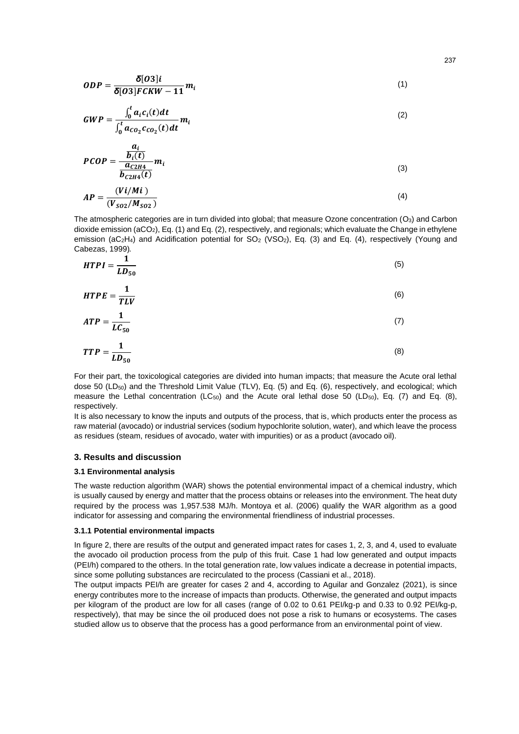$$ODP = \frac{\delta[O3]i}{\delta[O3]FCKW - 11} m_i \quad (1)$$

$$GWP = \frac{\int_0^t a_i c_i(t) dt}{\int_0^t a_{CO_2} c_{CO_2}(t) dt} m_i \quad (2)$$

$$PCOP = \frac{\frac{a_i}{b_i(t)}}{\frac{a_{C2H4}}{b_{C2H4}(t)}} m_i \quad (3)$$

$$AP = \frac{(Vi/Mi)}{(V_{SO2}/M_{SO2})} \quad (4)$$

The atmospheric categories are in turn divided into global; that measure Ozone concentration ($O_3$) and Carbon dioxide emission ($aCO_2$), Eq. (1) and Eq. (2), respectively, and regionals; which evaluate the Change in ethylene emission ($aC_2H_4$) and Acidification potential for $SO_2$ ($VSO_2$), Eq. (3) and Eq. (4), respectively (Young and Cabezas, 1999).

$$HTPI = \frac{1}{LD_{50}} \quad (5)$$

$$HTPE = \frac{1}{TLV} \quad (6)$$

$$ATP = \frac{1}{LC_{50}} \quad (7)$$

$$TTP = \frac{1}{LD_{50}} \quad (8)$$

For their part, the toxicological categories are divided into human impacts; that measure the Acute oral lethal dose 50 ($LD_{50}$) and the Threshold Limit Value (TLV), Eq. (5) and Eq. (6), respectively, and ecological; which measure the Lethal concentration ($LC_{50}$) and the Acute oral lethal dose 50 ($LD_{50}$), Eq. (7) and Eq. (8), respectively.

It is also necessary to know the inputs and outputs of the process, that is, which products enter the process as raw material (avocado) or industrial services (sodium hypochlorite solution, water), and which leave the process as residues (steam, residues of avocado, water with impurities) or as a product (avocado oil).

## 3. Results and discussion

### 3.1 Environmental analysis

The waste reduction algorithm (WAR) shows the potential environmental impact of a chemical industry, which is usually caused by energy and matter that the process obtains or releases into the environment. The heat duty required by the process was 1,957.538 MJ/h. Montoya et al. (2006) qualify the WAR algorithm as a good indicator for assessing and comparing the environmental friendliness of industrial processes.

#### 3.1.1 Potential environmental impacts

In figure 2, there are results of the output and generated impact rates for cases 1, 2, 3, and 4, used to evaluate the avocado oil production process from the pulp of this fruit. Case 1 had low generated and output impacts (PEI/h) compared to the others. In the total generation rate, low values indicate a decrease in potential impacts, since some polluting substances are recirculated to the process (Cassiani et al., 2018).

The output impacts PEI/h are greater for cases 2 and 4, according to Aguilar and Gonzalez (2021), is since energy contributes more to the increase of impacts than products. Otherwise, the generated and output impacts per kilogram of the product are low for all cases (range of 0.02 to 0.61 PEI/kg-p and 0.33 to 0.92 PEI/kg-p, respectively), that may be since the oil produced does not pose a risk to humans or ecosystems. The cases studied allow us to observe that the process has a good performance from an environmental point of view.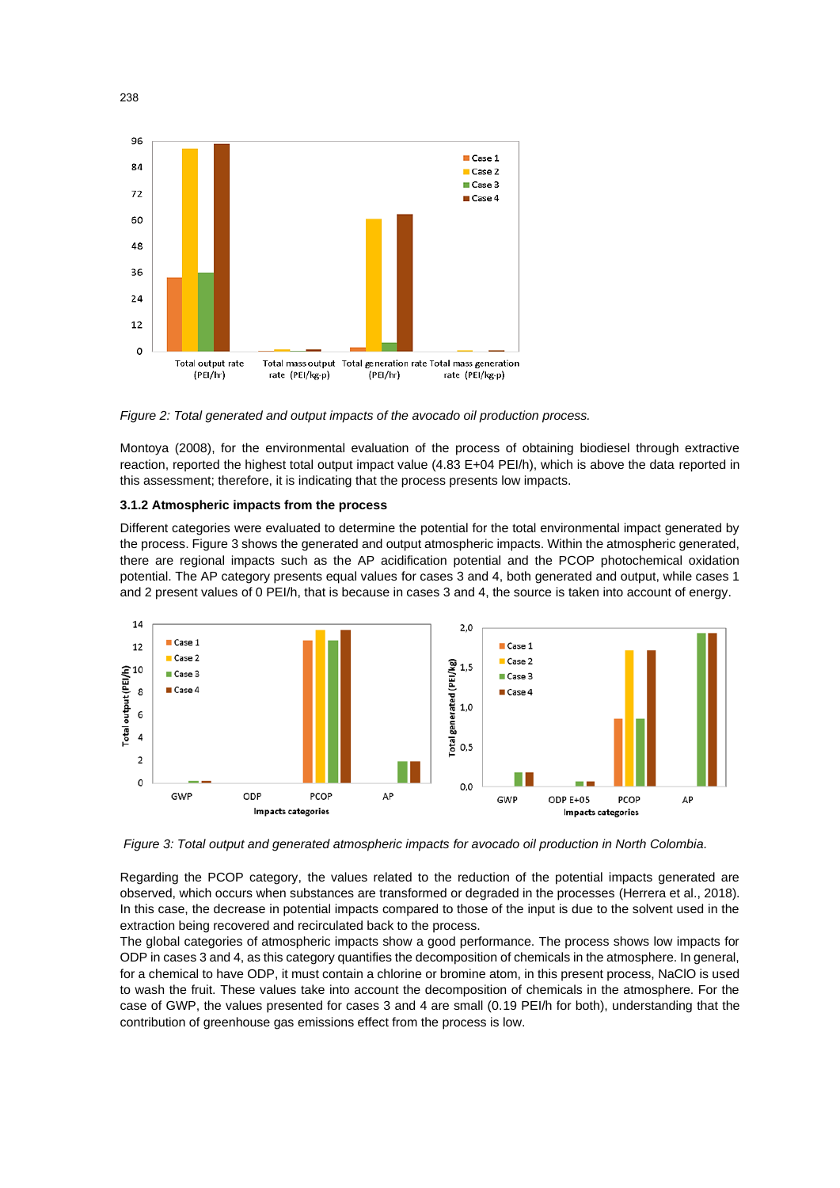*Figure 2: Total generated and output impacts of the avocado oil production process.*

Montoya (2008), for the environmental evaluation of the process of obtaining biodiesel through extractive reaction, reported the highest total output impact value (4.83 E+04 PEI/h), which is above the data reported in this assessment; therefore, it is indicating that the process presents low impacts.

### 3.1.2 Atmospheric impacts from the process

Different categories were evaluated to determine the potential for the total environmental impact generated by the process. Figure 3 shows the generated and output atmospheric impacts. Within the atmospheric generated, there are regional impacts such as the AP acidification potential and the PCOP photochemical oxidation potential. The AP category presents equal values for cases 3 and 4, both generated and output, while cases 1 and 2 present values of 0 PEI/h, that is because in cases 3 and 4, the source is taken into account of energy.

*Figure 3: Total output and generated atmospheric impacts for avocado oil production in North Colombia.*

Regarding the PCOP category, the values related to the reduction of the potential impacts generated are observed, which occurs when substances are transformed or degraded in the processes (Herrera et al., 2018). In this case, the decrease in potential impacts compared to those of the input is due to the solvent used in the extraction being recovered and recirculated back to the process.

The global categories of atmospheric impacts show a good performance. The process shows low impacts for ODP in cases 3 and 4, as this category quantifies the decomposition of chemicals in the atmosphere. In general, for a chemical to have ODP, it must contain a chlorine or bromine atom, in this present process, NaClO is used to wash the fruit. These values take into account the decomposition of chemicals in the atmosphere. For the case of GWP, the values presented for cases 3 and 4 are small (0.19 PEI/h for both), understanding that the contribution of greenhouse gas emissions effect from the process is low.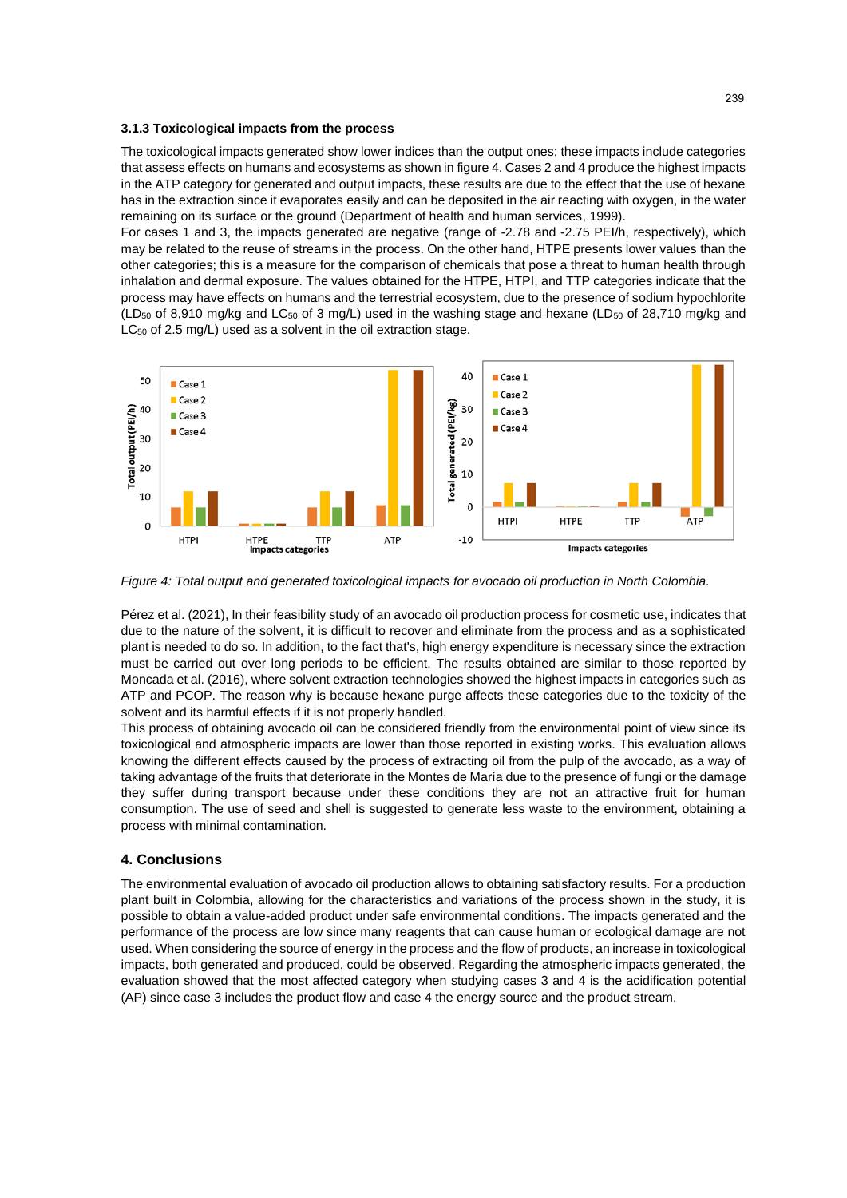### 3.1.3 Toxicological impacts from the process

The toxicological impacts generated show lower indices than the output ones; these impacts include categories that assess effects on humans and ecosystems as shown in figure 4. Cases 2 and 4 produce the highest impacts in the ATP category for generated and output impacts, these results are due to the effect that the use of hexane has in the extraction since it evaporates easily and can be deposited in the air reacting with oxygen, in the water remaining on its surface or the ground (Department of health and human services, 1999).

For cases 1 and 3, the impacts generated are negative (range of -2.78 and -2.75 PEI/h, respectively), which may be related to the reuse of streams in the process. On the other hand, HTPE presents lower values than the other categories; this is a measure for the comparison of chemicals that pose a threat to human health through inhalation and dermal exposure. The values obtained for the HTPE, HTPI, and TTP categories indicate that the process may have effects on humans and the terrestrial ecosystem, due to the presence of sodium hypochlorite ($LD_{50}$ of 8,910 mg/kg and $LC_{50}$ of 3 mg/L) used in the washing stage and hexane ($LD_{50}$ of 28,710 mg/kg and $LC_{50}$ of 2.5 mg/L) used as a solvent in the oil extraction stage.

*Figure 4: Total output and generated toxicological impacts for avocado oil production in North Colombia.*

Pérez et al. (2021), In their feasibility study of an avocado oil production process for cosmetic use, indicates that due to the nature of the solvent, it is difficult to recover and eliminate from the process and as a sophisticated plant is needed to do so. In addition, to the fact that's, high energy expenditure is necessary since the extraction must be carried out over long periods to be efficient. The results obtained are similar to those reported by Moncada et al. (2016), where solvent extraction technologies showed the highest impacts in categories such as ATP and PCOP. The reason why is because hexane purge affects these categories due to the toxicity of the solvent and its harmful effects if it is not properly handled.

This process of obtaining avocado oil can be considered friendly from the environmental point of view since its toxicological and atmospheric impacts are lower than those reported in existing works. This evaluation allows knowing the different effects caused by the process of extracting oil from the pulp of the avocado, as a way of taking advantage of the fruits that deteriorate in the Montes de María due to the presence of fungi or the damage they suffer during transport because under these conditions they are not an attractive fruit for human consumption. The use of seed and shell is suggested to generate less waste to the environment, obtaining a process with minimal contamination.

## 4. Conclusions

The environmental evaluation of avocado oil production allows to obtaining satisfactory results. For a production plant built in Colombia, allowing for the characteristics and variations of the process shown in the study, it is possible to obtain a value-added product under safe environmental conditions. The impacts generated and the performance of the process are low since many reagents that can cause human or ecological damage are not used. When considering the source of energy in the process and the flow of products, an increase in toxicological impacts, both generated and produced, could be observed. Regarding the atmospheric impacts generated, the evaluation showed that the most affected category when studying cases 3 and 4 is the acidification potential (AP) since case 3 includes the product flow and case 4 the energy source and the product stream.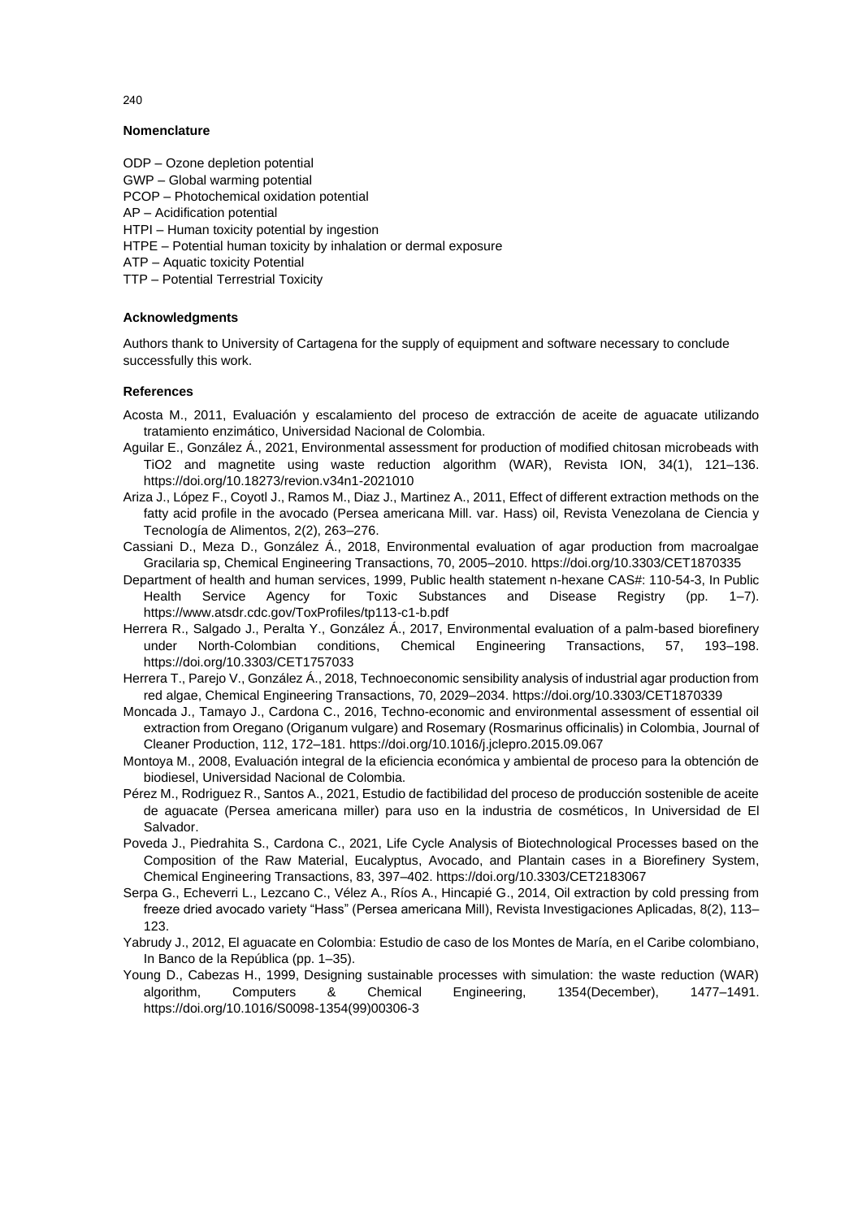### Nomenclature

ODP – Ozone depletion potential
GWP – Global warming potential
PCOP – Photochemical oxidation potential
AP – Acidification potential
HTPI – Human toxicity potential by ingestion
HTPE – Potential human toxicity by inhalation or dermal exposure
ATP – Aquatic toxicity Potential
TTP – Potential Terrestrial Toxicity

### Acknowledgments

Authors thank to University of Cartagena for the supply of equipment and software necessary to conclude successfully this work.

### References

Acosta M., 2011, Evaluación y escalamiento del proceso de extracción de aceite de aguacate utilizando tratamiento enzimático, Universidad Nacional de Colombia.

Aguilar E., González Á., 2021, Environmental assessment for production of modified chitosan microbeads with TiO2 and magnetite using waste reduction algorithm (WAR), Revista ION, 34(1), 121–136. https://doi.org/10.18273/revion.v34n1-2021010

Ariza J., López F., Coyotl J., Ramos M., Diaz J., Martinez A., 2011, Effect of different extraction methods on the fatty acid profile in the avocado (Persea americana Mill. var. Hass) oil, Revista Venezolana de Ciencia y Tecnología de Alimentos, 2(2), 263–276.

Cassiani D., Meza D., González Á., 2018, Environmental evaluation of agar production from macroalgae Gracilaria sp, Chemical Engineering Transactions, 70, 2005–2010. https://doi.org/10.3303/CET1870335

Department of health and human services, 1999, Public health statement n-hexane CAS#: 110-54-3, In Public Health Service Agency for Toxic Substances and Disease Registry (pp. 1–7). https://www.atsdr.cdc.gov/ToxProfiles/tp113-c1-b.pdf

Herrera R., Salgado J., Peralta Y., González Á., 2017, Environmental evaluation of a palm-based biorefinery under North-Colombian conditions, Chemical Engineering Transactions, 57, 193–198. https://doi.org/10.3303/CET1757033

Herrera T., Parejo V., González Á., 2018, Technoeconomic sensibility analysis of industrial agar production from red algae, Chemical Engineering Transactions, 70, 2029–2034. https://doi.org/10.3303/CET1870339

Moncada J., Tamayo J., Cardona C., 2016, Techno-economic and environmental assessment of essential oil extraction from Oregano (Origanum vulgare) and Rosemary (Rosmarinus officinalis) in Colombia, Journal of Cleaner Production, 112, 172–181. https://doi.org/10.1016/j.jclepro.2015.09.067

Montoya M., 2008, Evaluación integral de la eficiencia económica y ambiental de proceso para la obtención de biodiesel, Universidad Nacional de Colombia.

Pérez M., Rodriguez R., Santos A., 2021, Estudio de factibilidad del proceso de producción sostenible de aceite de aguacate (Persea americana miller) para uso en la industria de cosméticos, In Universidad de El Salvador.

Poveda J., Piedrahita S., Cardona C., 2021, Life Cycle Analysis of Biotechnological Processes based on the Composition of the Raw Material, Eucalyptus, Avocado, and Plantain cases in a Biorefinery System, Chemical Engineering Transactions, 83, 397–402. https://doi.org/10.3303/CET2183067

Serpa G., Echeverri L., Lezcano C., Vélez A., Ríos A., Hincapié G., 2014, Oil extraction by cold pressing from freeze dried avocado variety "Hass" (Persea americana Mill), Revista Investigaciones Aplicadas, 8(2), 113–123.

Yabrudy J., 2012, El aguacate en Colombia: Estudio de caso de los Montes de María, en el Caribe colombiano, In Banco de la República (pp. 1–35).

Young D., Cabezas H., 1999, Designing sustainable processes with simulation: the waste reduction (WAR) algorithm, Computers & Chemical Engineering, 1354(December), 1477–1491. https://doi.org/10.1016/S0098-1354(99)00306-3